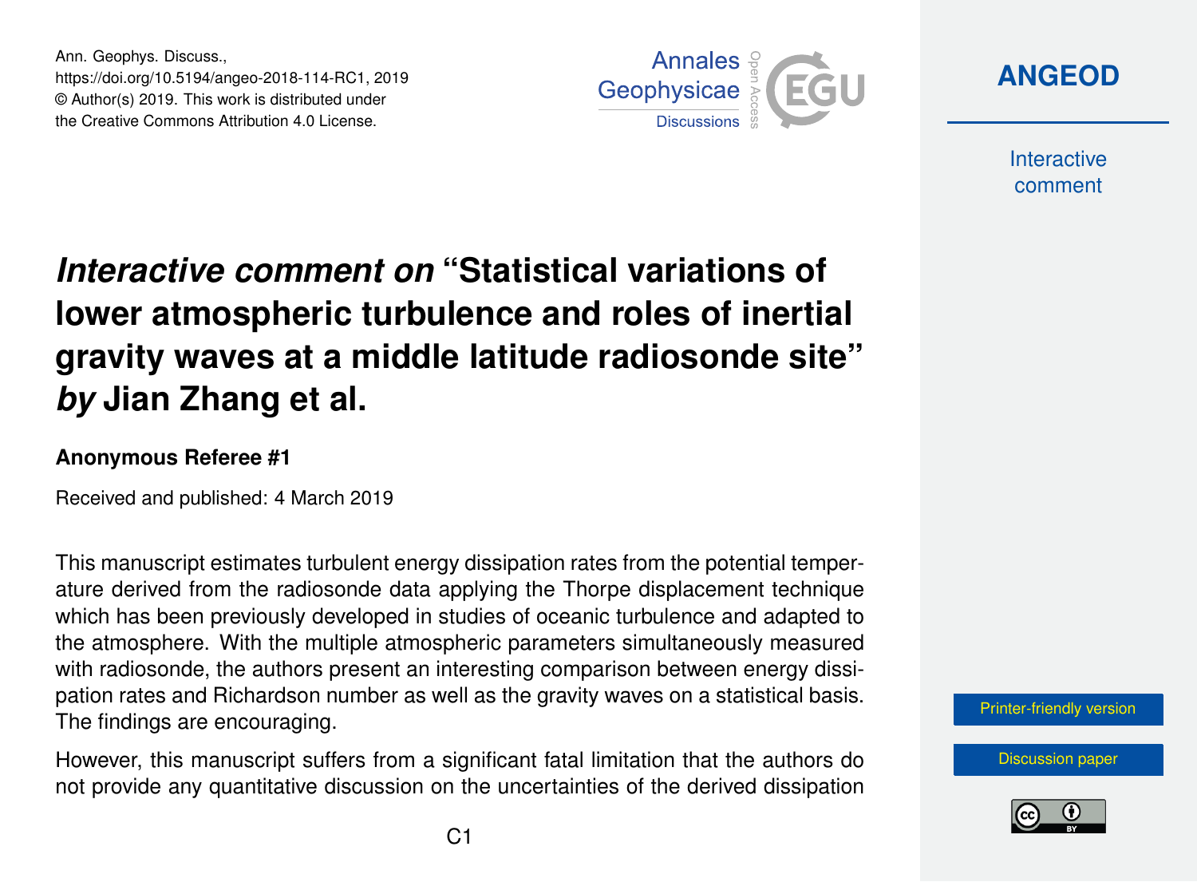# *Interactive comment on* "Statistical variations of lower atmospheric turbulence and roles of inertial gravity waves at a middle latitude radiosonde site" *by* Jian Zhang et al.

**Anonymous Referee #1**

Received and published: 4 March 2019

This manuscript estimates turbulent energy dissipation rates from the potential temperature derived from the radiosonde data applying the Thorpe displacement technique which has been previously developed in studies of oceanic turbulence and adapted to the atmosphere. With the multiple atmospheric parameters simultaneously measured with radiosonde, the authors present an interesting comparison between energy dissipation rates and Richardson number as well as the gravity waves on a statistical basis. The findings are encouraging.

However, this manuscript suffers from a significant fatal limitation that the authors do not provide any quantitative discussion on the uncertainties of the derived dissipation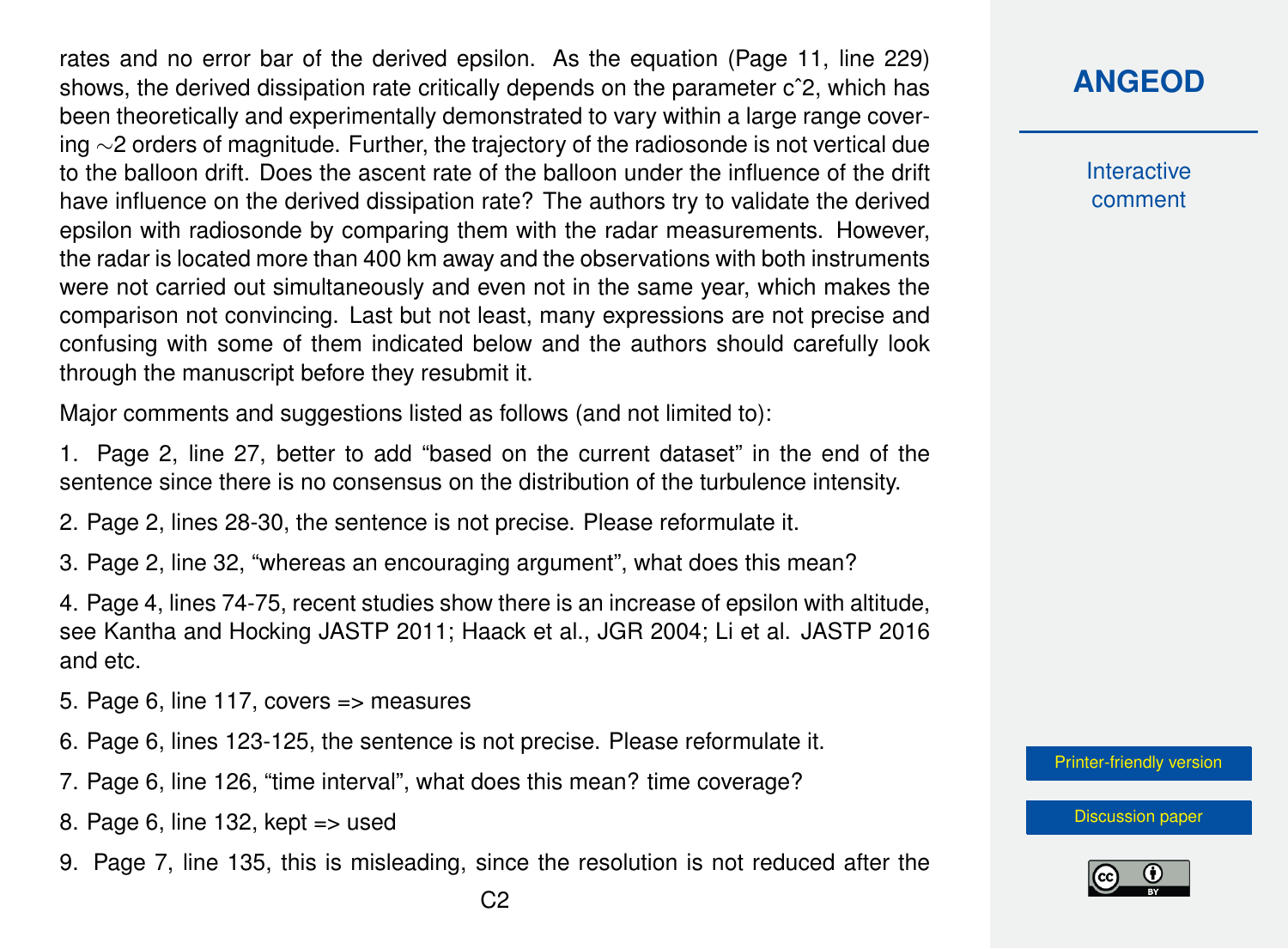rates and no error bar of the derived epsilon. As the equation (Page 11, line 229) shows, the derived dissipation rate critically depends on the parameter $c^2$, which has been theoretically and experimentally demonstrated to vary within a large range covering ∼2 orders of magnitude. Further, the trajectory of the radiosonde is not vertical due to the balloon drift. Does the ascent rate of the balloon under the influence of the drift have influence on the derived dissipation rate? The authors try to validate the derived epsilon with radiosonde by comparing them with the radar measurements. However, the radar is located more than 400 km away and the observations with both instruments were not carried out simultaneously and even not in the same year, which makes the comparison not convincing. Last but not least, many expressions are not precise and confusing with some of them indicated below and the authors should carefully look through the manuscript before they resubmit it.

Major comments and suggestions listed as follows (and not limited to):

1. Page 2, line 27, better to add "based on the current dataset" in the end of the sentence since there is no consensus on the distribution of the turbulence intensity.
2. Page 2, lines 28-30, the sentence is not precise. Please reformulate it.
3. Page 2, line 32, "whereas an encouraging argument", what does this mean?
4. Page 4, lines 74-75, recent studies show there is an increase of epsilon with altitude, see Kantha and Hocking JASTP 2011; Haack et al., JGR 2004; Li et al. JASTP 2016 and etc.
5. Page 6, line 117, covers => measures
6. Page 6, lines 123-125, the sentence is not precise. Please reformulate it.
7. Page 6, line 126, "time interval", what does this mean? time coverage?
8. Page 6, line 132, kept => used
9. Page 7, line 135, this is misleading, since the resolution is not reduced after the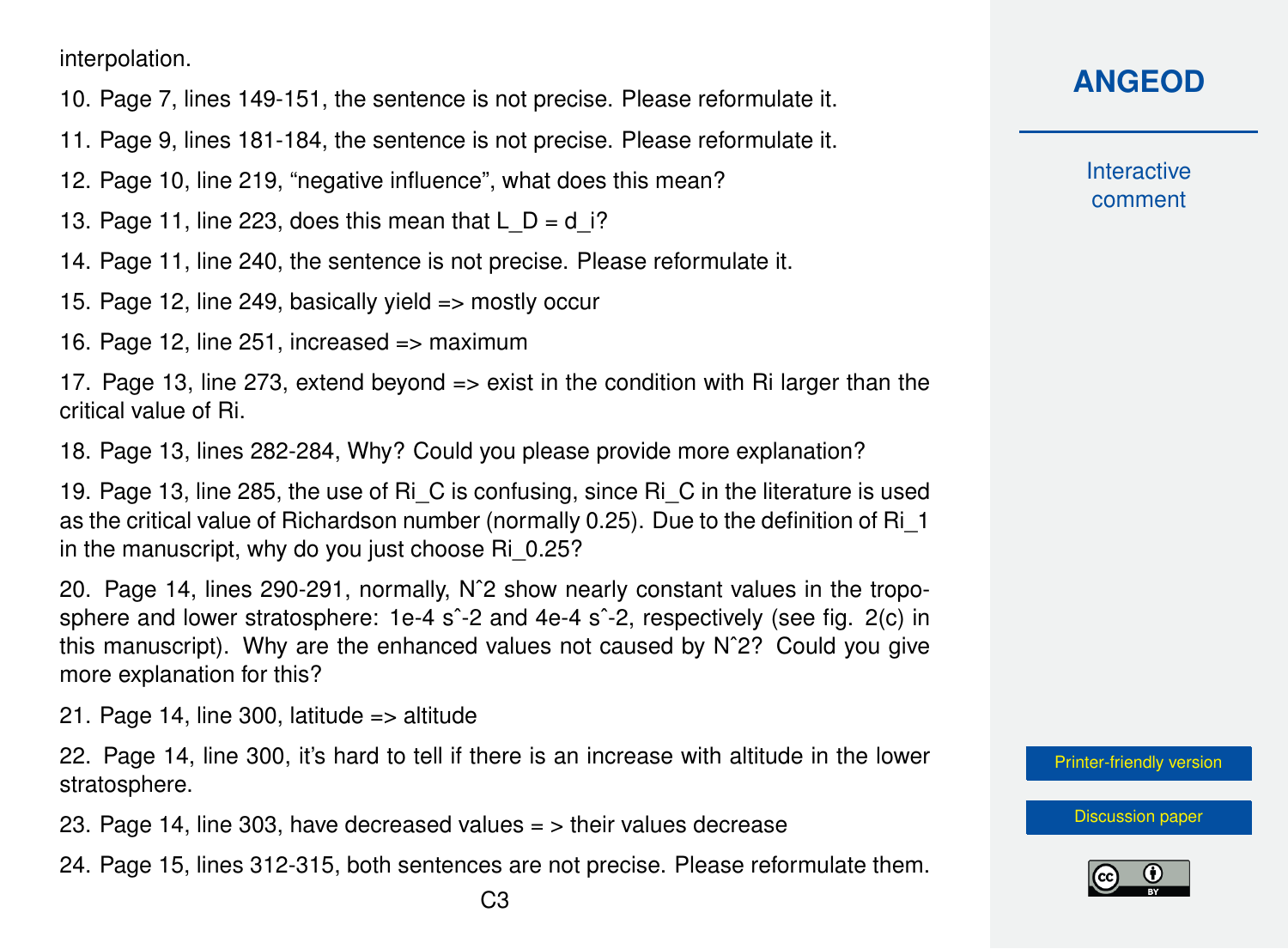interpolation.

10. Page 7, lines 149-151, the sentence is not precise. Please reformulate it.

11. Page 9, lines 181-184, the sentence is not precise. Please reformulate it.

12. Page 10, line 219, "negative influence", what does this mean?

13. Page 11, line 223, does this mean that $L_D = d_i$?

14. Page 11, line 240, the sentence is not precise. Please reformulate it.

15. Page 12, line 249, basically yield => mostly occur

16. Page 12, line 251, increased => maximum

17. Page 13, line 273, extend beyond => exist in the condition with Ri larger than the critical value of Ri.

18. Page 13, lines 282-284, Why? Could you please provide more explanation?

19. Page 13, line 285, the use of $Ri_C$ is confusing, since $Ri_C$ in the literature is used as the critical value of Richardson number (normally 0.25). Due to the definition of $Ri_1$ in the manuscript, why do you just choose $Ri_{0.25}$?

20. Page 14, lines 290-291, normally, $N^2$ show nearly constant values in the troposphere and lower stratosphere: 1e-4 $s^{-2}$ and 4e-4 $s^{-2}$, respectively (see fig. 2(c) in this manuscript). Why are the enhanced values not caused by $N^2$? Could you give more explanation for this?

21. Page 14, line 300, latitude => altitude

22. Page 14, line 300, it's hard to tell if there is an increase with altitude in the lower stratosphere.

23. Page 14, line 303, have decreased values = > their values decrease

24. Page 15, lines 312-315, both sentences are not precise. Please reformulate them.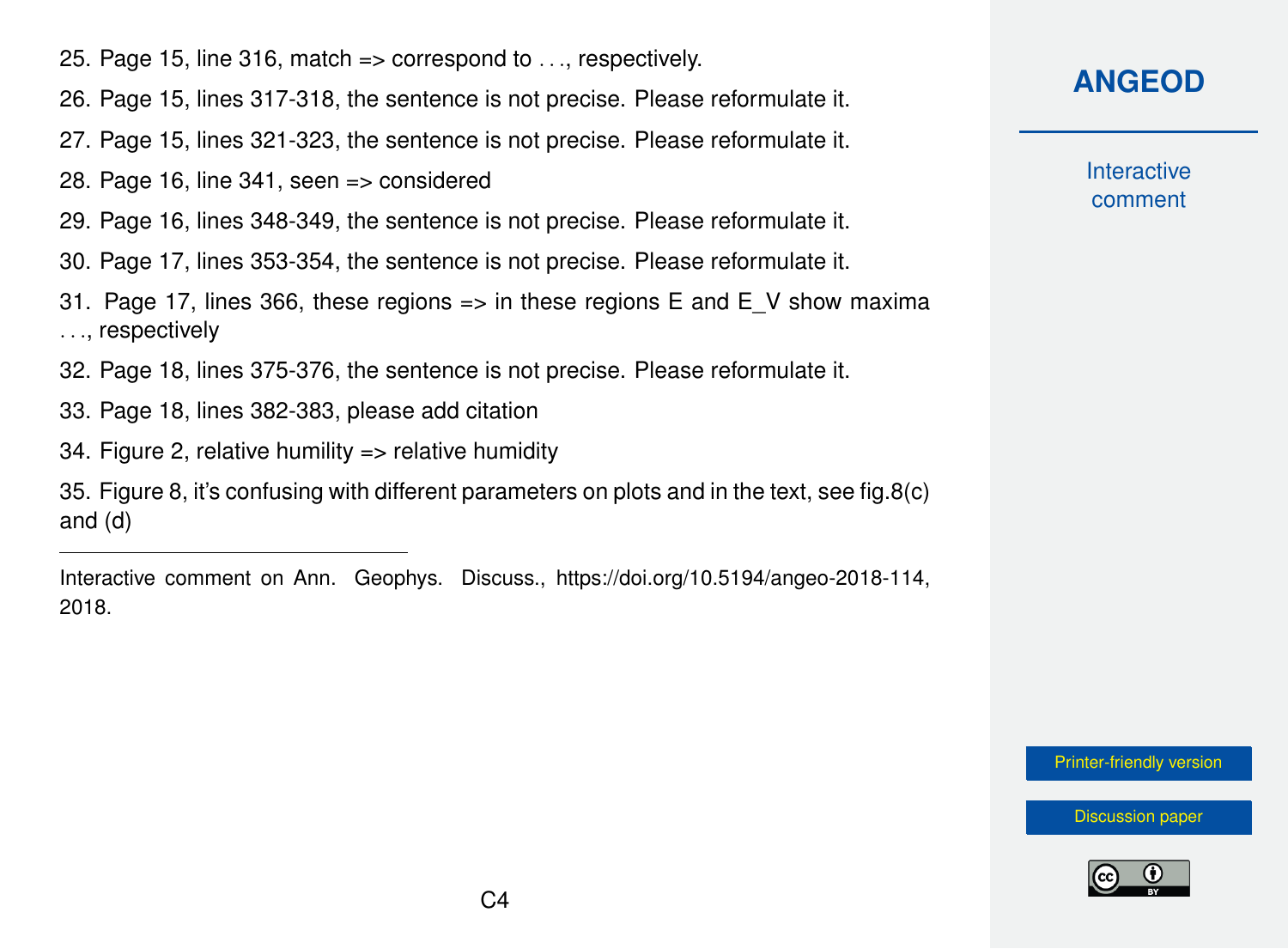25. Page 15, line 316, match => correspond to . . ., respectively.
26. Page 15, lines 317-318, the sentence is not precise. Please reformulate it.
27. Page 15, lines 321-323, the sentence is not precise. Please reformulate it.
28. Page 16, line 341, seen => considered
29. Page 16, lines 348-349, the sentence is not precise. Please reformulate it.
30. Page 17, lines 353-354, the sentence is not precise. Please reformulate it.
31. Page 17, lines 366, these regions => in these regions E and E_V show maxima . . ., respectively
32. Page 18, lines 375-376, the sentence is not precise. Please reformulate it.
33. Page 18, lines 382-383, please add citation
34. Figure 2, relative humility => relative humidity
35. Figure 8, it's confusing with different parameters on plots and in the text, see fig.8(c) and (d)

---

Interactive comment on Ann. Geophys. Discuss., https://doi.org/10.5194/angeo-2018-114, 2018.